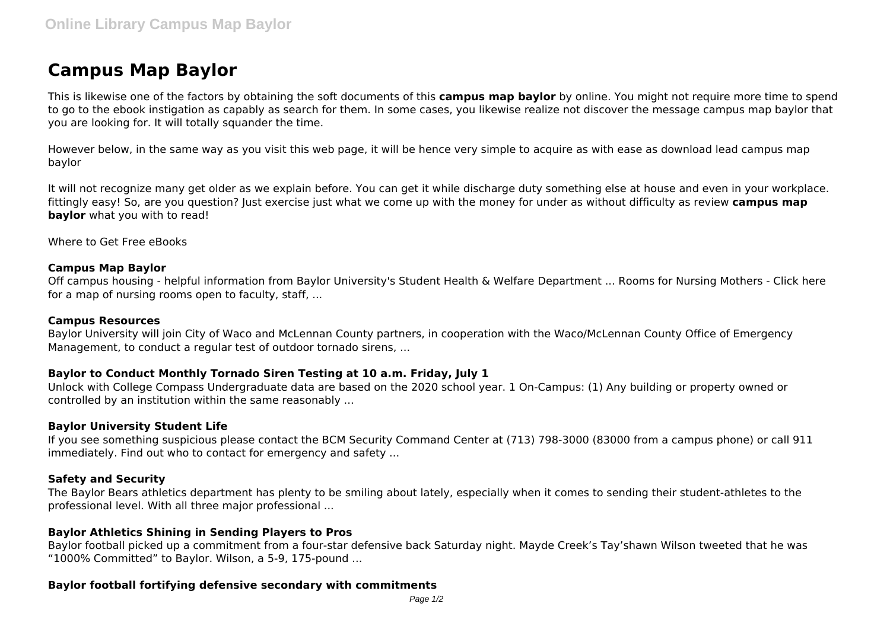# Campus Map Baylor

This is likewise one of the factors by obtaining the soft documents of this **campus map baylor** by online. You might not require more time to spend to go to the ebook instigation as capably as search for them. In some cases, you likewise realize not discover the message campus map baylor that you are looking for. It will totally squander the time.

However below, in the same way as you visit this web page, it will be hence very simple to acquire as with ease as download lead campus map baylor

It will not recognize many get older as we explain before. You can get it while discharge duty something else at house and even in your workplace. fittingly easy! So, are you question? Just exercise just what we come up with the money for under as without difficulty as review **campus map baylor** what you with to read!

Where to Get Free eBooks

**Campus Map Baylor**

Off campus housing - helpful information from Baylor University's Student Health & Welfare Department ... Rooms for Nursing Mothers - Click here for a map of nursing rooms open to faculty, staff, ...

**Campus Resources**

Baylor University will join City of Waco and McLennan County partners, in cooperation with the Waco/McLennan County Office of Emergency Management, to conduct a regular test of outdoor tornado sirens, ...

**Baylor to Conduct Monthly Tornado Siren Testing at 10 a.m. Friday, July 1**

Unlock with College Compass Undergraduate data are based on the 2020 school year. 1 On-Campus: (1) Any building or property owned or controlled by an institution within the same reasonably ...

**Baylor University Student Life**

If you see something suspicious please contact the BCM Security Command Center at (713) 798-3000 (83000 from a campus phone) or call 911 immediately. Find out who to contact for emergency and safety ...

**Safety and Security**

The Baylor Bears athletics department has plenty to be smiling about lately, especially when it comes to sending their student-athletes to the professional level. With all three major professional ...

**Baylor Athletics Shining in Sending Players to Pros**

Baylor football picked up a commitment from a four-star defensive back Saturday night. Mayde Creek's Tay'shawn Wilson tweeted that he was "1000% Committed" to Baylor. Wilson, a 5-9, 175-pound ...

**Baylor football fortifying defensive secondary with commitments**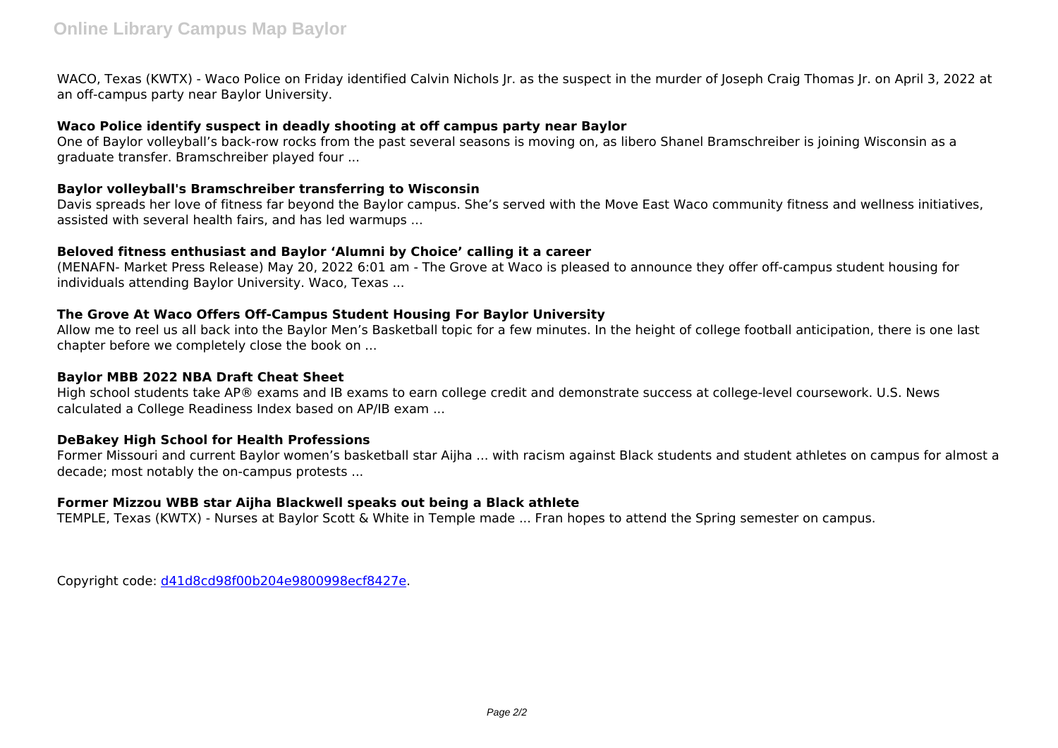WACO, Texas (KWTX) - Waco Police on Friday identified Calvin Nichols Jr. as the suspect in the murder of Joseph Craig Thomas Jr. on April 3, 2022 at an off-campus party near Baylor University.

**Waco Police identify suspect in deadly shooting at off campus party near Baylor**

One of Baylor volleyball's back-row rocks from the past several seasons is moving on, as libero Shanel Bramschreiber is joining Wisconsin as a graduate transfer. Bramschreiber played four ...

**Baylor volleyball's Bramschreiber transferring to Wisconsin**

Davis spreads her love of fitness far beyond the Baylor campus. She's served with the Move East Waco community fitness and wellness initiatives, assisted with several health fairs, and has led warmups ...

**Beloved fitness enthusiast and Baylor 'Alumni by Choice' calling it a career**

(MENAFN- Market Press Release) May 20, 2022 6:01 am - The Grove at Waco is pleased to announce they offer off-campus student housing for individuals attending Baylor University. Waco, Texas ...

**The Grove At Waco Offers Off-Campus Student Housing For Baylor University**

Allow me to reel us all back into the Baylor Men's Basketball topic for a few minutes. In the height of college football anticipation, there is one last chapter before we completely close the book on ...

**Baylor MBB 2022 NBA Draft Cheat Sheet**

High school students take AP® exams and IB exams to earn college credit and demonstrate success at college-level coursework. U.S. News calculated a College Readiness Index based on AP/IB exam ...

**DeBakey High School for Health Professions**

Former Missouri and current Baylor women's basketball star Aijha ... with racism against Black students and student athletes on campus for almost a decade; most notably the on-campus protests ...

**Former Mizzou WBB star Aijha Blackwell speaks out being a Black athlete**

TEMPLE, Texas (KWTX) - Nurses at Baylor Scott & White in Temple made ... Fran hopes to attend the Spring semester on campus.

Copyright code: d41d8cd98f00b204e9800998ecf8427e.